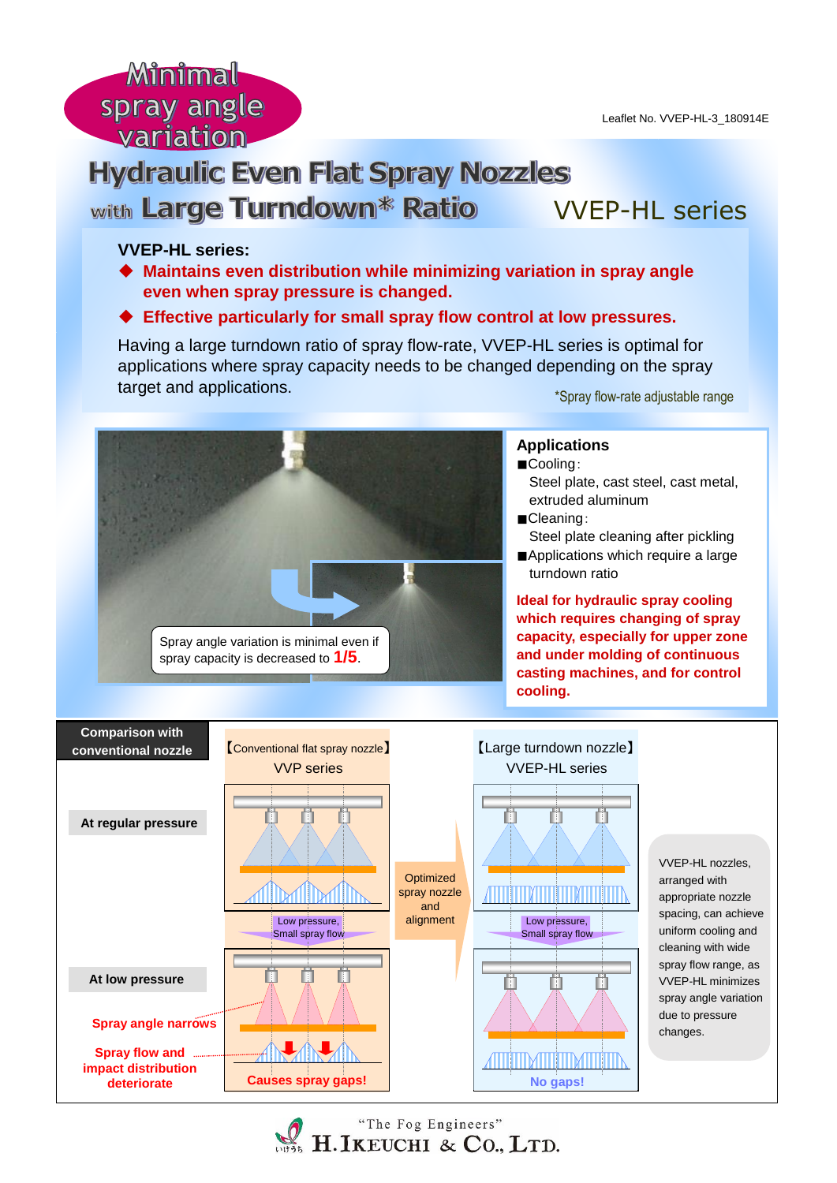Minimal spray angle variation

Leaflet No. VVEP-HL-3_180914E

# Hydraulic Even Flat Spray Nozzles with Large Turndown* Ratio

## VVEP-HL series

**VVEP-HL series:**

- **Maintains even distribution while minimizing variation in spray angle even when spray pressure is changed.**
- **Effective particularly for small spray flow control at low pressures.**

Having a large turndown ratio of spray flow-rate, VVEP-HL series is optimal for applications where spray capacity needs to be changed depending on the spray target and applications.

*Spray flow-rate adjustable range

Spray angle variation is minimal even if spray capacity is decreased to **1/5**.

### Applications

- ■Cooling:
  Steel plate, cast steel, cast metal, extruded aluminum
- ■Cleaning:
  Steel plate cleaning after pickling
- ■Applications which require a large turndown ratio

**Ideal for hydraulic spray cooling which requires changing of spray capacity, especially for upper zone and under molding of continuous casting machines, and for control cooling.**

### Comparison with conventional nozzle

| | 【Conventional flat spray nozzle】 VVP series | | 【Large turndown nozzle】 VVEP-HL series |
|---|---|---|---|
| At regular pressure | | Optimized spray nozzle and alignment | |
| | Low pressure, Small spray flow | | Low pressure, Small spray flow |
| At low pressure | Causes spray gaps! | | No gaps! |

Spray angle narrows

Spray flow and impact distribution deteriorate

VVEP-HL nozzles, arranged with appropriate nozzle spacing, can achieve uniform cooling and cleaning with wide spray flow range, as VVEP-HL minimizes spray angle variation due to pressure changes.

"The Fog Engineers"
H. IKEUCHI & CO., LTD.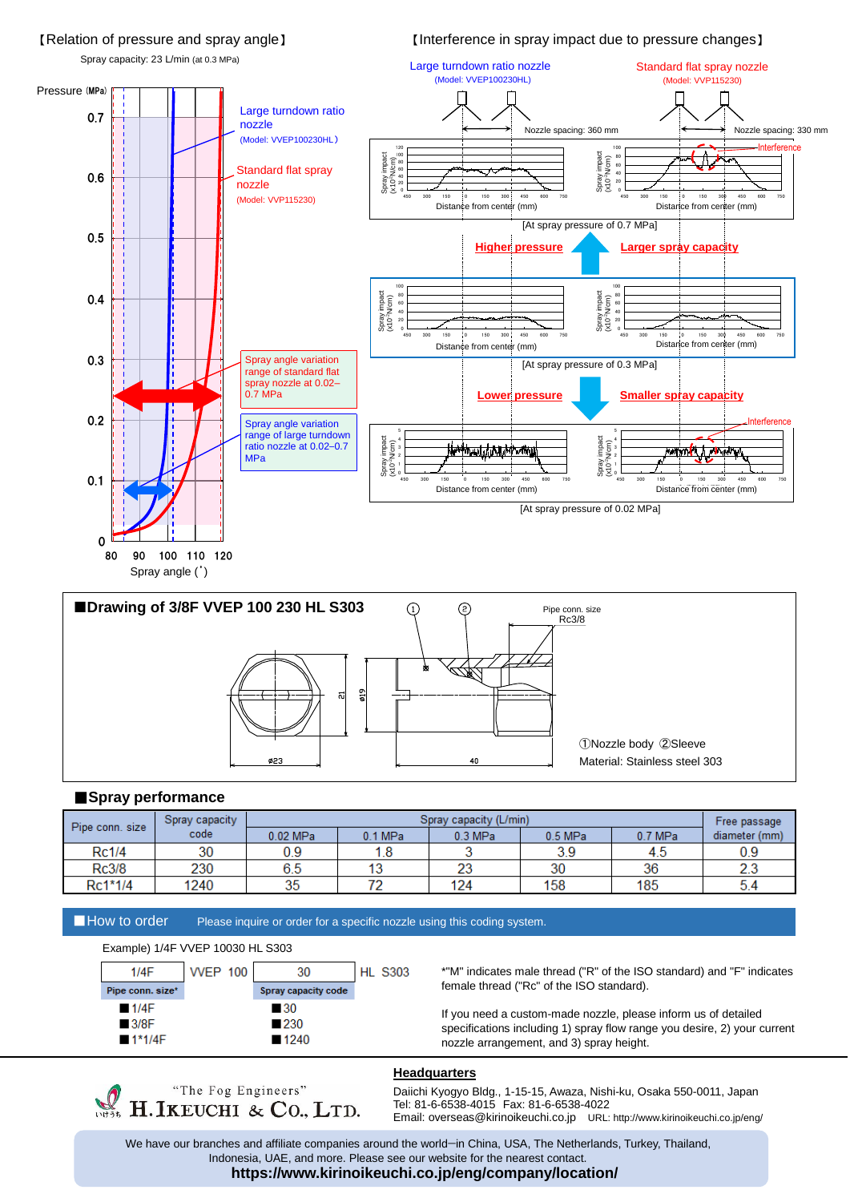【Relation of pressure and spray angle】

Spray capacity: 23 L/min (at 0.3 MPa)

Pressure (MPa)

0.7
0.6
0.5
0.4
0.3
0.2
0.1
0

80 90 100 110 120

Spray angle (°)

Large turndown ratio nozzle (Model: VVEP100230HL)

Standard flat spray nozzle (Model: VVP115230)

Spray angle variation range of standard flat spray nozzle at 0.02–0.7 MPa

Spray angle variation range of large turndown ratio nozzle at 0.02–0.7 MPa

【Interference in spray impact due to pressure changes】

Large turndown ratio nozzle (Model: VVEP100230HL)

Standard flat spray nozzle (Model: VVP115230)

Nozzle spacing: 360 mm

Nozzle spacing: 330 mm

Interference

Spray impact ($\times10^{-3}$N/cm)

Distance from center (mm)

[At spray pressure of 0.7 MPa]

Higher pressure

Larger spray capacity

[At spray pressure of 0.3 MPa]

Lower pressure

Smaller spray capacity

Interference

[At spray pressure of 0.02 MPa]

## ■Drawing of 3/8F VVEP 100 230 HL S303

Pipe conn. size Rc3/8

ø23 21 ø19 40

①Nozzle body ②Sleeve

Material: Stainless steel 303

## ■Spray performance

| Pipe conn. size | Spray capacity code | Spray capacity (L/min) | | | | | Free passage diameter (mm) |
|---|---|---|---|---|---|---|---|
| | | 0.02 MPa | 0.1 MPa | 0.3 MPa | 0.5 MPa | 0.7 MPa | |
| Rc1/4 | 30 | 0.9 | 1.8 | 3 | 3.9 | 4.5 | 0.9 |
| Rc3/8 | 230 | 6.5 | 13 | 23 | 30 | 36 | 2.3 |
| Rc1*1/4 | 1240 | 35 | 72 | 124 | 158 | 185 | 5.4 |

## ■How to order

Please inquire or order for a specific nozzle using this coding system.

Example) 1/4F VVEP 10030 HL S303

| 1/4F | VVEP 100 | 30 | HL S303 |
|---|---|---|---|
| Pipe conn. size* | | Spray capacity code | |
| ■1/4F | | ■30 | |
| ■3/8F | | ■230 | |
| ■1*1/4F | | ■1240 | |

*"M" indicates male thread ("R" of the ISO standard) and "F" indicates female thread ("Rc" of the ISO standard).

If you need a custom-made nozzle, please inform us of detailed specifications including 1) spray flow range you desire, 2) your current nozzle arrangement, and 3) spray height.

"The Fog Engineers"
H. IKEUCHI & CO., LTD.

**Headquarters**

Daiichi Kyogyo Bldg., 1-15-15, Awaza, Nishi-ku, Osaka 550-0011, Japan
Tel: 81-6-6538-4015 Fax: 81-6-6538-4022
Email: overseas@kirinoikeuchi.co.jp URL: http://www.kirinoikeuchi.co.jp/eng/

We have our branches and affiliate companies around the world—in China, USA, The Netherlands, Turkey, Thailand, Indonesia, UAE, and more. Please see our website for the nearest contact.

**https://www.kirinoikeuchi.co.jp/eng/company/location/**